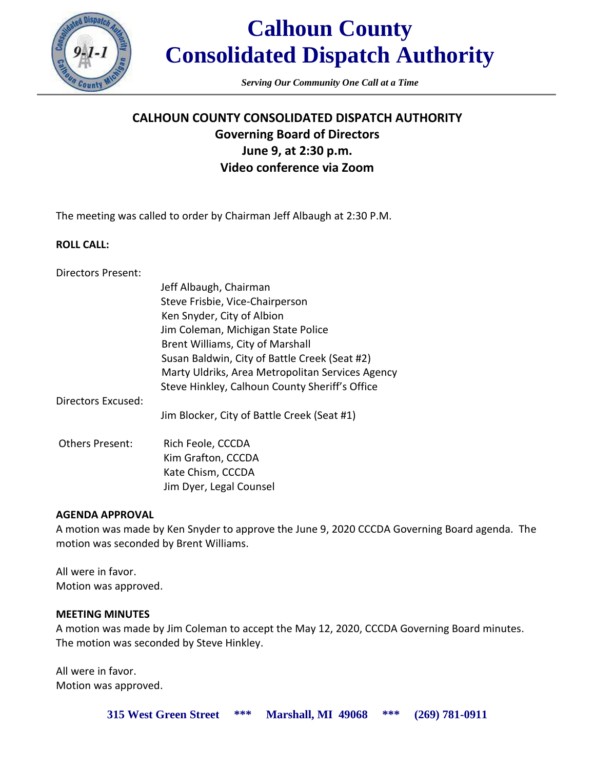# Calhoun County Consolidated Dispatch Authority

*Serving Our Community One Call at a Time*

## CALHOUN COUNTY CONSOLIDATED DISPATCH AUTHORITY
## Governing Board of Directors
## June 9, at 2:30 p.m.
## Video conference via Zoom

The meeting was called to order by Chairman Jeff Albaugh at 2:30 P.M.

**ROLL CALL:**

Directors Present:

- Jeff Albaugh, Chairman
- Steve Frisbie, Vice-Chairperson
- Ken Snyder, City of Albion
- Jim Coleman, Michigan State Police
- Brent Williams, City of Marshall
- Susan Baldwin, City of Battle Creek (Seat #2)
- Marty Uldriks, Area Metropolitan Services Agency
- Steve Hinkley, Calhoun County Sheriff's Office

Directors Excused:

- Jim Blocker, City of Battle Creek (Seat #1)

Others Present:

- Rich Feole, CCCDA
- Kim Grafton, CCCDA
- Kate Chism, CCCDA
- Jim Dyer, Legal Counsel

**AGENDA APPROVAL**

A motion was made by Ken Snyder to approve the June 9, 2020 CCCDA Governing Board agenda. The motion was seconded by Brent Williams.

All were in favor.
Motion was approved.

**MEETING MINUTES**

A motion was made by Jim Coleman to accept the May 12, 2020, CCCDA Governing Board minutes. The motion was seconded by Steve Hinkley.

All were in favor.
Motion was approved.

**315 West Green Street \*\*\* Marshall, MI 49068 \*\*\* (269) 781-0911**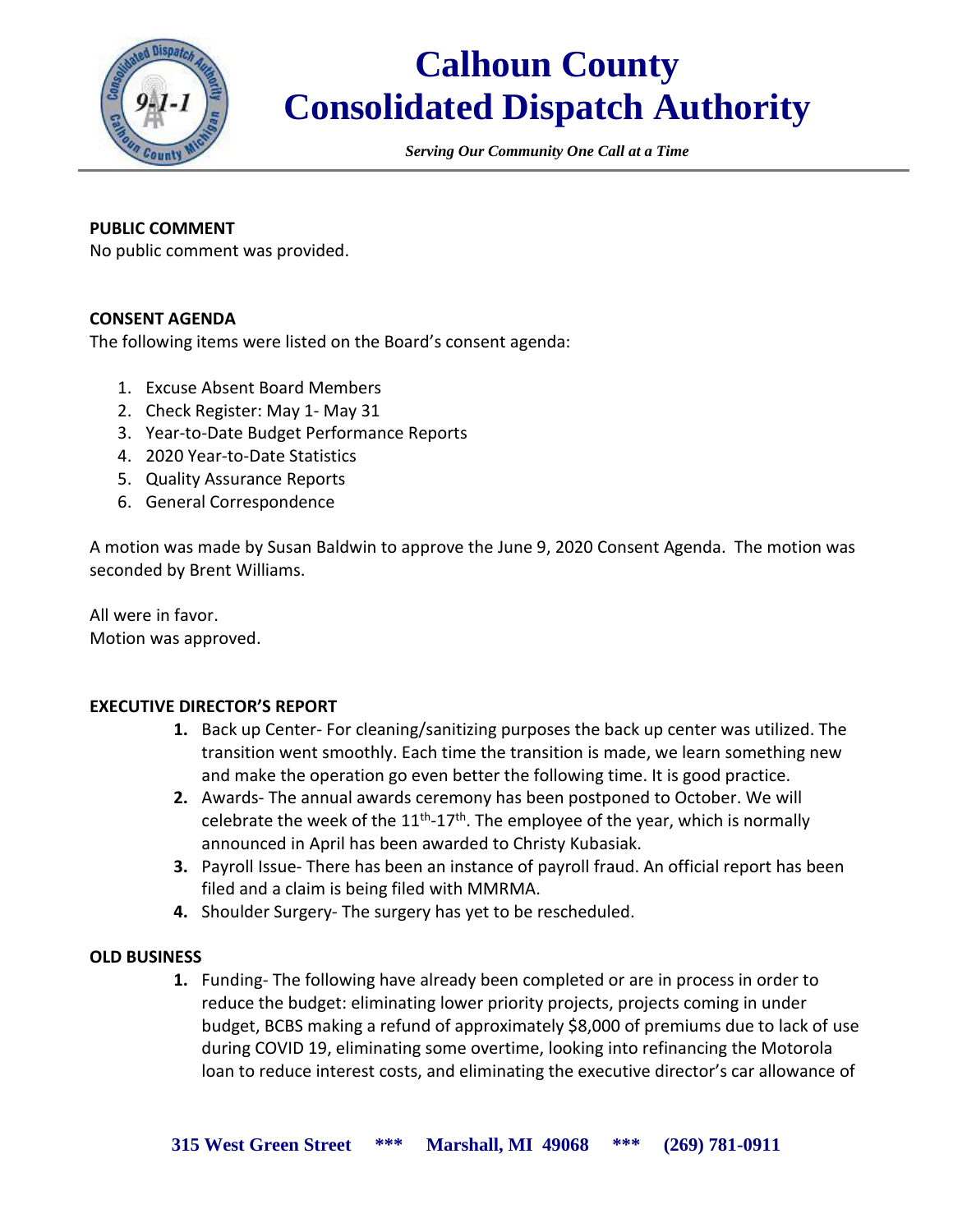**PUBLIC COMMENT**

No public comment was provided.

**CONSENT AGENDA**

The following items were listed on the Board's consent agenda:

1. Excuse Absent Board Members
2. Check Register: May 1- May 31
3. Year-to-Date Budget Performance Reports
4. 2020 Year-to-Date Statistics
5. Quality Assurance Reports
6. General Correspondence

A motion was made by Susan Baldwin to approve the June 9, 2020 Consent Agenda. The motion was seconded by Brent Williams.

All were in favor.
Motion was approved.

**EXECUTIVE DIRECTOR'S REPORT**

1. Back up Center- For cleaning/sanitizing purposes the back up center was utilized. The transition went smoothly. Each time the transition is made, we learn something new and make the operation go even better the following time. It is good practice.
2. Awards- The annual awards ceremony has been postponed to October. We will celebrate the week of the 11th-17th. The employee of the year, which is normally announced in April has been awarded to Christy Kubasiak.
3. Payroll Issue- There has been an instance of payroll fraud. An official report has been filed and a claim is being filed with MMRMA.
4. Shoulder Surgery- The surgery has yet to be rescheduled.

**OLD BUSINESS**

1. Funding- The following have already been completed or are in process in order to reduce the budget: eliminating lower priority projects, projects coming in under budget, BCBS making a refund of approximately $8,000 of premiums due to lack of use during COVID 19, eliminating some overtime, looking into refinancing the Motorola loan to reduce interest costs, and eliminating the executive director's car allowance of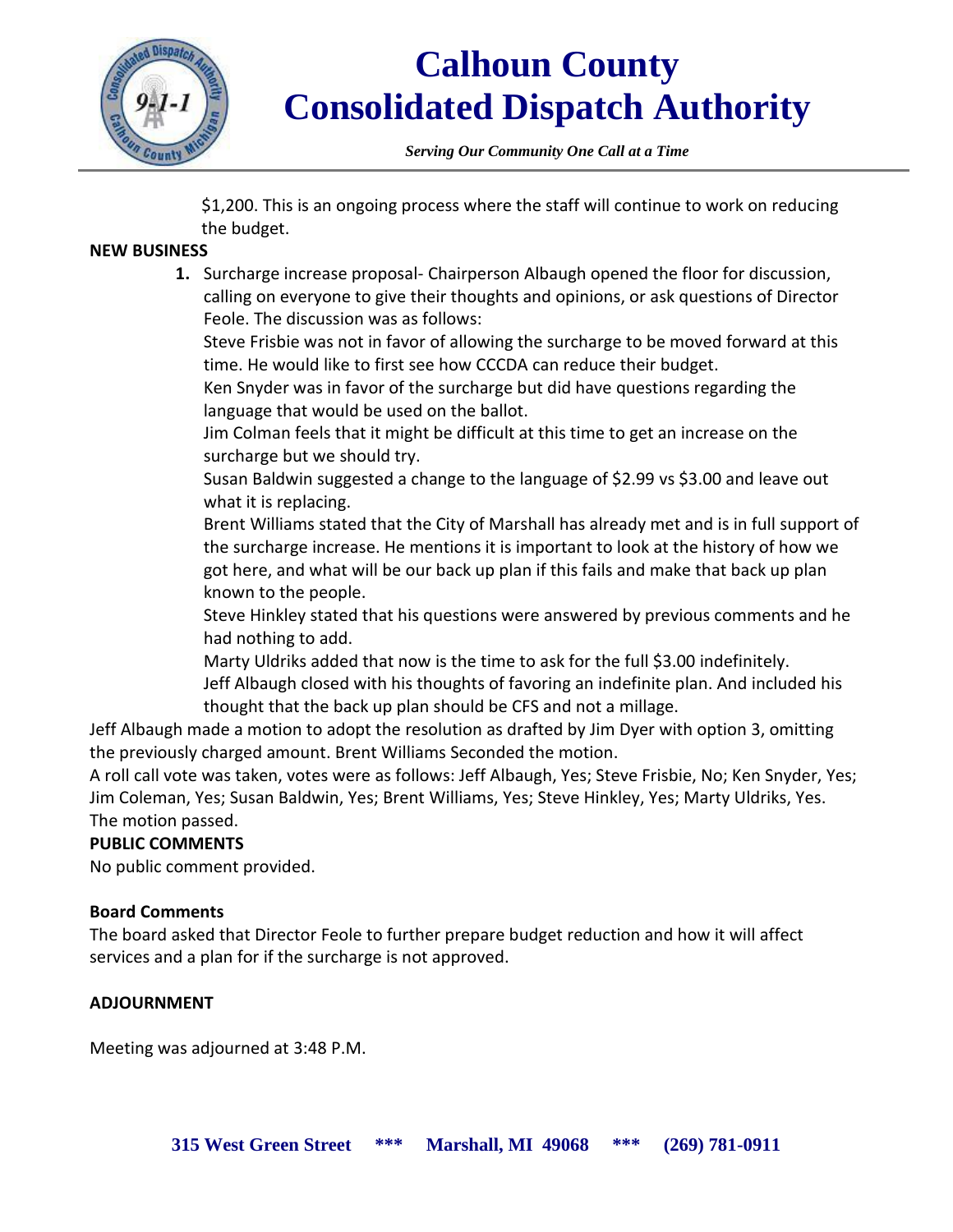$1,200. This is an ongoing process where the staff will continue to work on reducing the budget.

**NEW BUSINESS**

1. Surcharge increase proposal- Chairperson Albaugh opened the floor for discussion, calling on everyone to give their thoughts and opinions, or ask questions of Director Feole. The discussion was as follows:
   Steve Frisbie was not in favor of allowing the surcharge to be moved forward at this time. He would like to first see how CCCDA can reduce their budget.
   Ken Snyder was in favor of the surcharge but did have questions regarding the language that would be used on the ballot.
   Jim Colman feels that it might be difficult at this time to get an increase on the surcharge but we should try.
   Susan Baldwin suggested a change to the language of $2.99 vs $3.00 and leave out what it is replacing.
   Brent Williams stated that the City of Marshall has already met and is in full support of the surcharge increase. He mentions it is important to look at the history of how we got here, and what will be our back up plan if this fails and make that back up plan known to the people.
   Steve Hinkley stated that his questions were answered by previous comments and he had nothing to add.
   Marty Uldriks added that now is the time to ask for the full $3.00 indefinitely.
   Jeff Albaugh closed with his thoughts of favoring an indefinite plan. And included his thought that the back up plan should be CFS and not a millage.

Jeff Albaugh made a motion to adopt the resolution as drafted by Jim Dyer with option 3, omitting the previously charged amount. Brent Williams Seconded the motion.

A roll call vote was taken, votes were as follows: Jeff Albaugh, Yes; Steve Frisbie, No; Ken Snyder, Yes; Jim Coleman, Yes; Susan Baldwin, Yes; Brent Williams, Yes; Steve Hinkley, Yes; Marty Uldriks, Yes. The motion passed.

**PUBLIC COMMENTS**

No public comment provided.

**Board Comments**

The board asked that Director Feole to further prepare budget reduction and how it will affect services and a plan for if the surcharge is not approved.

**ADJOURNMENT**

Meeting was adjourned at 3:48 P.M.